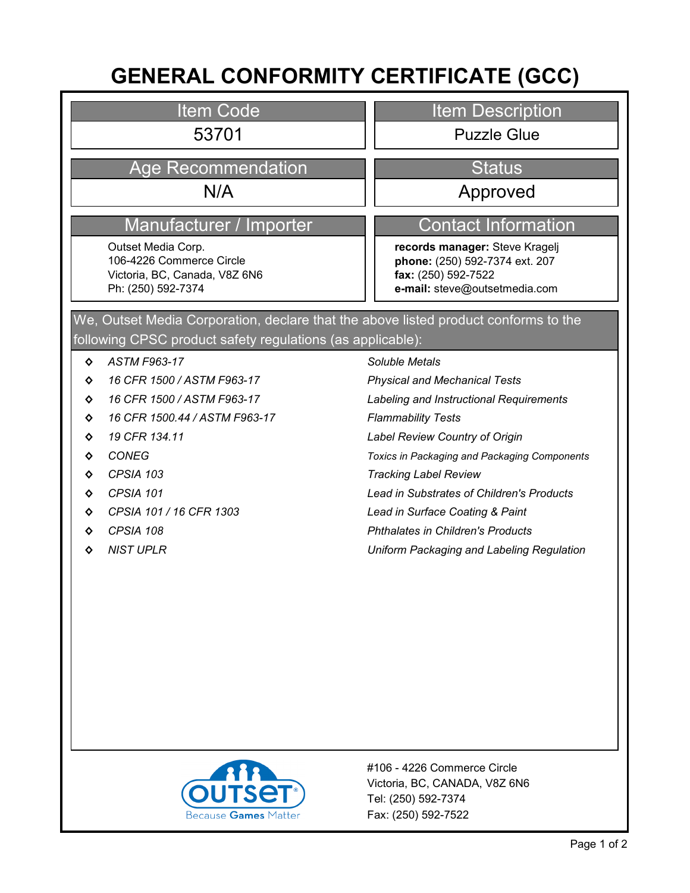# GENERAL CONFORMITY CERTIFICATE (GCC)

| Item Code | Item Description |
| --- | --- |
| 53701 | Puzzle Glue |

| Age Recommendation | Status |
| --- | --- |
| N/A | Approved |

| Manufacturer / Importer | Contact Information |
| --- | --- |
| Outset Media Corp.<br>106-4226 Commerce Circle<br>Victoria, BC, Canada, V8Z 6N6<br>Ph: (250) 592-7374 | **records manager:** Steve Kragelj<br>**phone:** (250) 592-7374 ext. 207<br>**fax:** (250) 592-7522<br>**e-mail:** steve@outsetmedia.com |

We, Outset Media Corporation, declare that the above listed product conforms to the following CPSC product safety regulations (as applicable):

| Regulation | Description |
| --- | --- |
| *ASTM F963-17* | *Soluble Metals* |
| *16 CFR 1500 / ASTM F963-17* | *Physical and Mechanical Tests* |
| *16 CFR 1500 / ASTM F963-17* | *Labeling and Instructional Requirements* |
| *16 CFR 1500.44 / ASTM F963-17* | *Flammability Tests* |
| *19 CFR 134.11* | *Label Review Country of Origin* |
| *CONEG* | *Toxics in Packaging and Packaging Components* |
| *CPSIA 103* | *Tracking Label Review* |
| *CPSIA 101* | *Lead in Substrates of Children's Products* |
| *CPSIA 101 / 16 CFR 1303* | *Lead in Surface Coating & Paint* |
| *CPSIA 108* | *Phthalates in Children's Products* |
| *NIST UPLR* | *Uniform Packaging and Labeling Regulation* |

OUTSET® Because Games Matter

#106 - 4226 Commerce Circle
Victoria, BC, CANADA, V8Z 6N6
Tel: (250) 592-7374
Fax: (250) 592-7522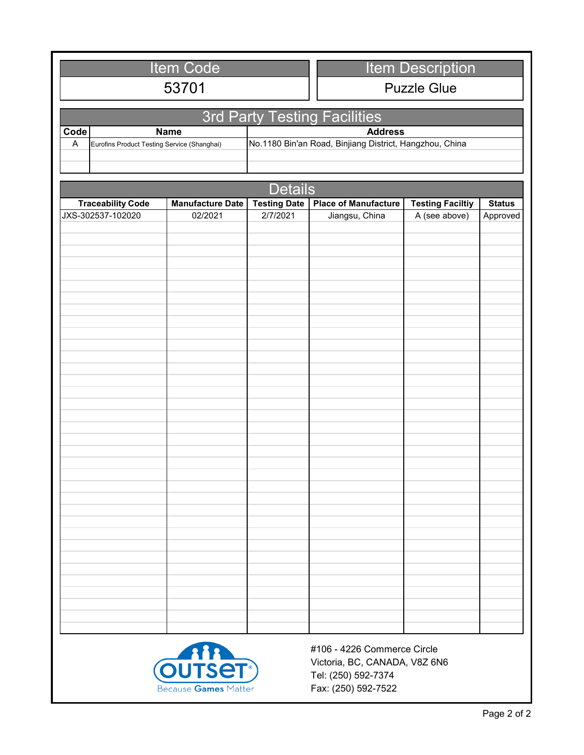| Item Code | Item Description |
|---|---|
| 53701 | Puzzle Glue |

## 3rd Party Testing Facilities

| Code | Name | Address |
|---|---|---|
| A | Eurofins Product Testing Service (Shanghai) | No.1180 Bin'an Road, Binjiang District, Hangzhou, China |

## Details

| Traceability Code | Manufacture Date | Testing Date | Place of Manufacture | Testing Faciltiy | Status |
|---|---|---|---|---|---|
| JXS-302537-102020 | 02/2021 | 2/7/2021 | Jiangsu, China | A (see above) | Approved |

OUTSET®
Because Games Matter

#106 - 4226 Commerce Circle
Victoria, BC, CANADA, V8Z 6N6
Tel: (250) 592-7374
Fax: (250) 592-7522